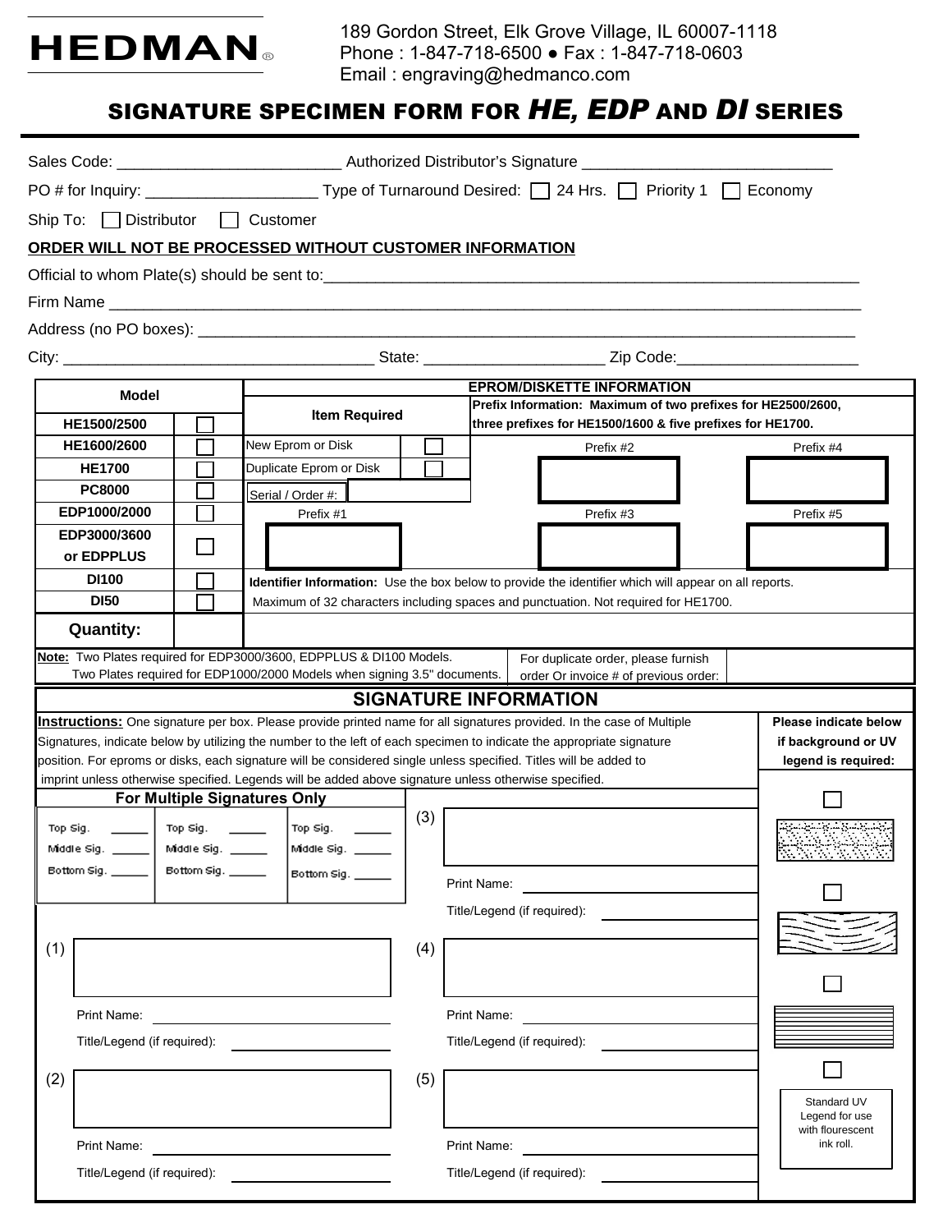# HEDMAN®

189 Gordon Street, Elk Grove Village, IL 60007-1118
Phone : 1-847-718-6500 ● Fax : 1-847-718-0603
Email : engraving@hedmanco.com

## SIGNATURE SPECIMEN FORM FOR *HE, EDP* AND *DI* SERIES

Sales Code: _________________________ Authorized Distributor's Signature ____________________________

PO # for Inquiry: ___________________ Type of Turnaround Desired: ☐ 24 Hrs. ☐ Priority 1 ☐ Economy

Ship To: ☐ Distributor ☐ Customer

**ORDER WILL NOT BE PROCESSED WITHOUT CUSTOMER INFORMATION**

Official to whom Plate(s) should be sent to:_____________________________________________________________

Firm Name _______________________________________________________________________________________

Address (no PO boxes): ______________________________________________________________________________

City: ___________________________________ State: ____________________ Zip Code:____________________

| Model | | Item Required | | EPROM/DISKETTE INFORMATION | |
|---|---|---|---|---|---|
| HE1500/2500 | ☐ | | | **Prefix Information: Maximum of two prefixes for HE2500/2600, three prefixes for HE1500/1600 & five prefixes for HE1700.** | |
| HE1600/2600 | ☐ | New Eprom or Disk | ☐ | Prefix #2 | Prefix #4 |
| HE1700 | ☐ | Duplicate Eprom or Disk | ☐ | | |
| PC8000 | ☐ | Serial / Order #: | | | |
| EDP1000/2000 | ☐ | Prefix #1 | | Prefix #3 | Prefix #5 |
| EDP3000/3600 or EDPPLUS | ☐ | | | | |
| DI100 | ☐ | **Identifier Information:** Use the box below to provide the identifier which will appear on all reports. | | | |
| DI50 | ☐ | Maximum of 32 characters including spaces and punctuation. Not required for HE1700. | | | |
| **Quantity:** | | | | | |

**Note:** Two Plates required for EDP3000/3600, EDPPLUS & DI100 Models.
Two Plates required for EDP1000/2000 Models when signing 3.5" documents.

For duplicate order, please furnish order Or invoice # of previous order:

### SIGNATURE INFORMATION

**Instructions:** One signature per box. Please provide printed name for all signatures provided. In the case of Multiple Signatures, indicate below by utilizing the number to the left of each specimen to indicate the appropriate signature position. For eproms or disks, each signature will be considered single unless specified. Titles will be added to imprint unless otherwise specified. Legends will be added above signature unless otherwise specified.

**Please indicate below if background or UV legend is required:**

**For Multiple Signatures Only**

| | | |
|---|---|---|
| Top Sig. _____ | Top Sig. _____ | Top Sig. _____ |
| Middle Sig. _____ | Middle Sig. _____ | Middle Sig. _____ |
| Bottom Sig. _____ | Bottom Sig. _____ | Bottom Sig. _____ |

(1)

Print Name: ____________________

Title/Legend (if required): ____________________

(2)

Print Name: ____________________

Title/Legend (if required): ____________________

(3)

Print Name: ____________________

Title/Legend (if required): ____________________

(4)

Print Name: ____________________

Title/Legend (if required): ____________________

(5)

Print Name: ____________________

Title/Legend (if required): ____________________

☐ (background option 1)

☐ (background option 2)

☐ (background option 3)

☐ Standard UV Legend for use with flourescent ink roll.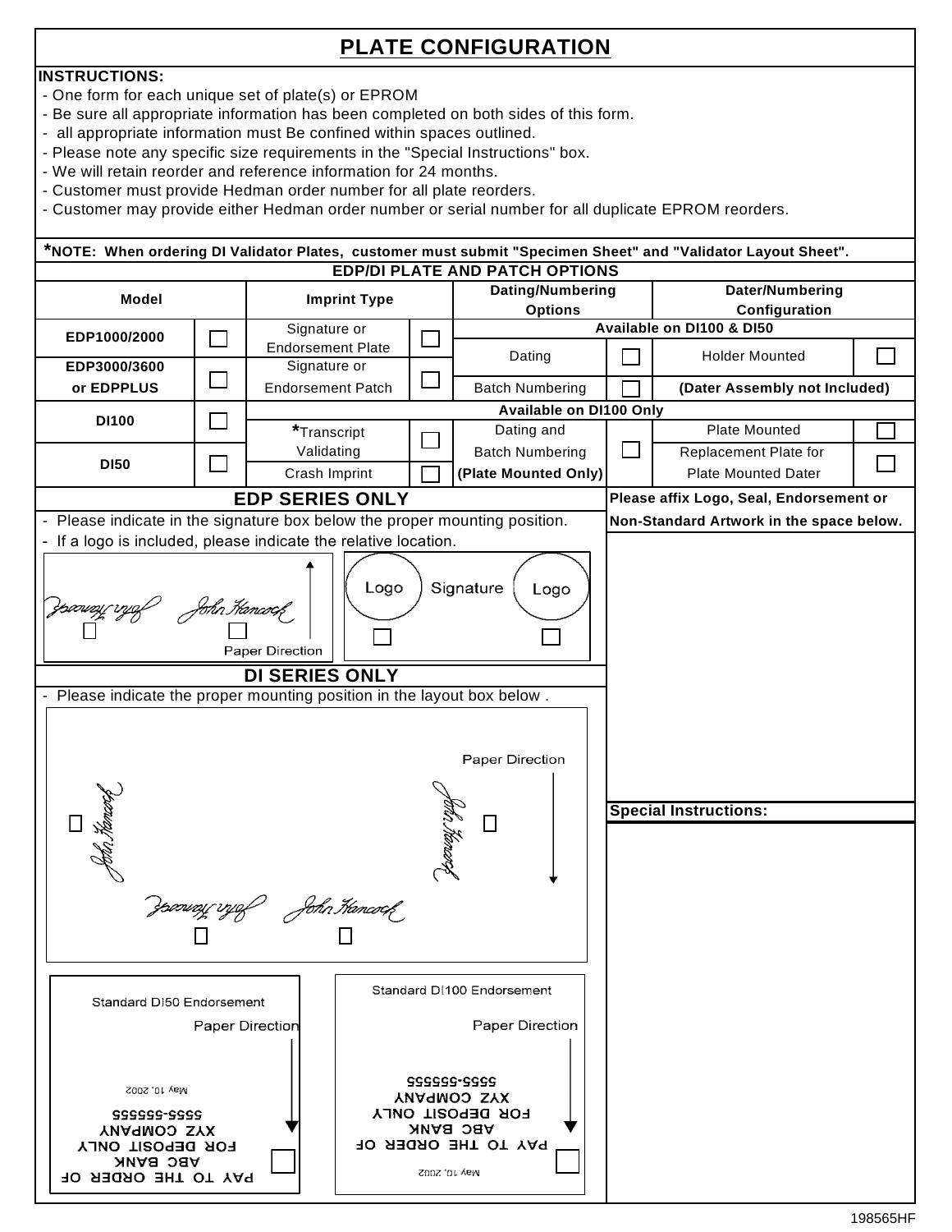# PLATE CONFIGURATION

**INSTRUCTIONS:**

- One form for each unique set of plate(s) or EPROM
- Be sure all appropriate information has been completed on both sides of this form.
- all appropriate information must Be confined within spaces outlined.
- Please note any specific size requirements in the "Special Instructions" box.
- We will retain reorder and reference information for 24 months.
- Customer must provide Hedman order number for all plate reorders.
- Customer may provide either Hedman order number or serial number for all duplicate EPROM reorders.

***NOTE: When ordering DI Validator Plates, customer must submit "Specimen Sheet" and "Validator Layout Sheet".**

## EDP/DI PLATE AND PATCH OPTIONS

| Model | | Imprint Type | | Dating/Numbering Options | | Dater/Numbering Configuration | |
|---|---|---|---|---|---|---|---|
| | | | | **Available on DI100 & DI50** | | | |
| **EDP1000/2000** | ☐ | Signature or Endorsement Plate | ☐ | Dating | ☐ | Holder Mounted | ☐ |
| **EDP3000/3600 or EDPPLUS** | ☐ | Signature or Endorsement Patch | ☐ | Batch Numbering | ☐ | **(Dater Assembly not Included)** | |
| | | | | **Available on DI100 Only** | | | |
| **DI100** | ☐ | *Transcript Validating | ☐ | Dating and Batch Numbering **(Plate Mounted Only)** | ☐ | Plate Mounted | ☐ |
| **DI50** | ☐ | Crash Imprint | ☐ | | | Replacement Plate for Plate Mounted Dater | ☐ |

## EDP SERIES ONLY

- Please indicate in the signature box below the proper mounting position.
- If a logo is included, please indicate the relative location.

John Hancock ☐ | John Hancock ☐ | Paper Direction

Logo ☐ | Signature | Logo ☐

**Please affix Logo, Seal, Endorsement or Non-Standard Artwork in the space below.**

## DI SERIES ONLY

- Please indicate the proper mounting position in the layout box below .

Paper Direction

John Hancock ☐ | John Hancock ☐ | John Hancock ☐ | John Hancock ☐

**Special Instructions:**

Standard DI50 Endorsement
Paper Direction
PAY TO THE ORDER OF
ABC BANK
FOR DEPOSIT ONLY
XYZ COMPANY
5555-555555
May 10, 2002
☐

Standard DI100 Endorsement
Paper Direction
PAY TO THE ORDER OF
ABC BANK
FOR DEPOSIT ONLY
XYZ COMPANY
5555-555555
May 10, 2002
☐

198565HF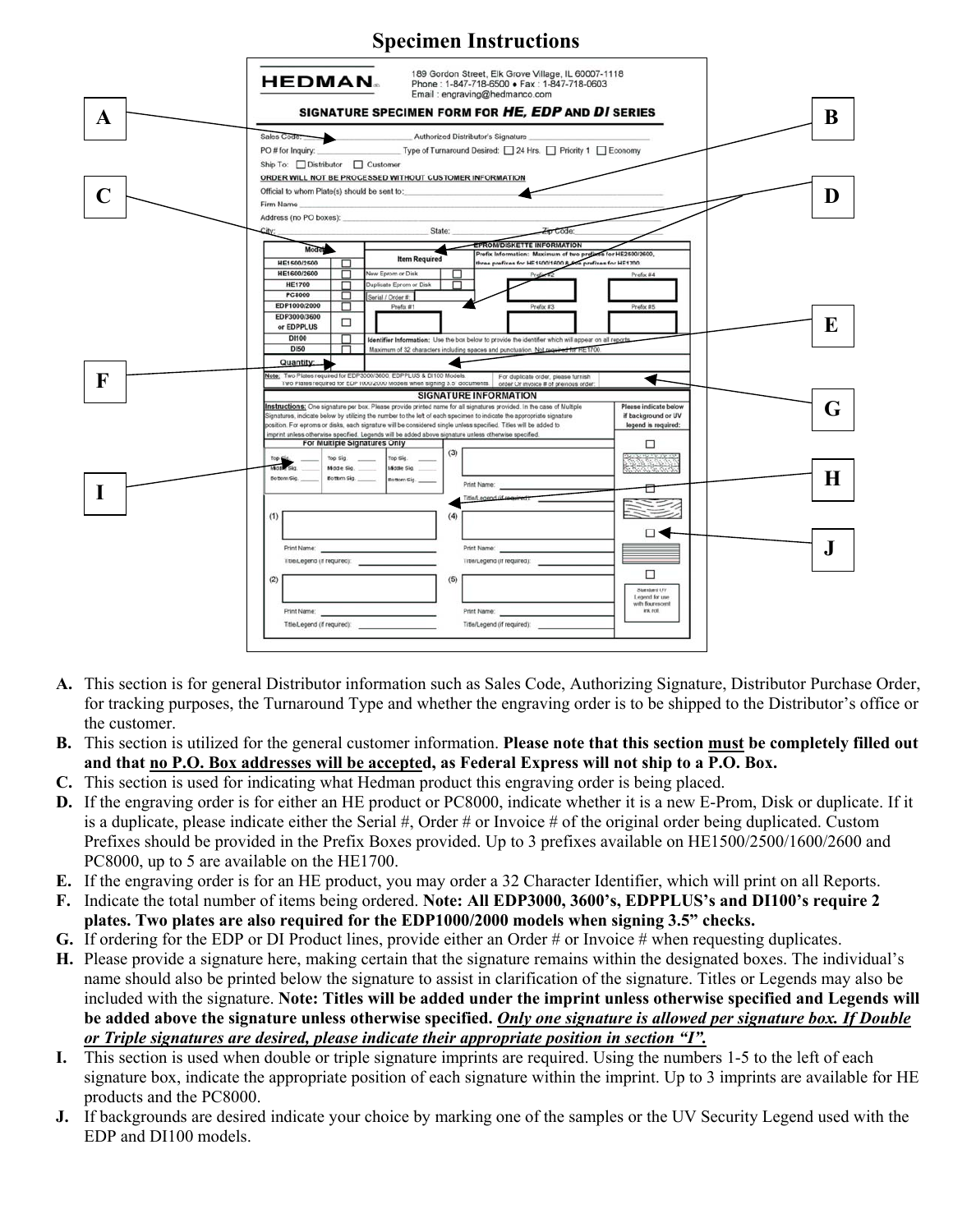# Specimen Instructions

A. This section is for general Distributor information such as Sales Code, Authorizing Signature, Distributor Purchase Order, for tracking purposes, the Turnaround Type and whether the engraving order is to be shipped to the Distributor's office or the customer.

B. This section is utilized for the general customer information. **Please note that this section must be completely filled out and that no P.O. Box addresses will be accepted, as Federal Express will not ship to a P.O. Box.**

C. This section is used for indicating what Hedman product this engraving order is being placed.

D. If the engraving order is for either an HE product or PC8000, indicate whether it is a new E-Prom, Disk or duplicate. If it is a duplicate, please indicate either the Serial #, Order # or Invoice # of the original order being duplicated. Custom Prefixes should be provided in the Prefix Boxes provided. Up to 3 prefixes available on HE1500/2500/1600/2600 and PC8000, up to 5 are available on the HE1700.

E. If the engraving order is for an HE product, you may order a 32 Character Identifier, which will print on all Reports.

F. Indicate the total number of items being ordered. **Note: All EDP3000, 3600's, EDPPLUS's and DI100's require 2 plates. Two plates are also required for the EDP1000/2000 models when signing 3.5" checks.**

G. If ordering for the EDP or DI Product lines, provide either an Order # or Invoice # when requesting duplicates.

H. Please provide a signature here, making certain that the signature remains within the designated boxes. The individual's name should also be printed below the signature to assist in clarification of the signature. Titles or Legends may also be included with the signature. **Note: Titles will be added under the imprint unless otherwise specified and Legends will be added above the signature unless otherwise specified. *Only one signature is allowed per signature box. If Double or Triple signatures are desired, please indicate their appropriate position in section "I".***

I. This section is used when double or triple signature imprints are required. Using the numbers 1-5 to the left of each signature box, indicate the appropriate position of each signature within the imprint. Up to 3 imprints are available for HE products and the PC8000.

J. If backgrounds are desired indicate your choice by marking one of the samples or the UV Security Legend used with the EDP and DI100 models.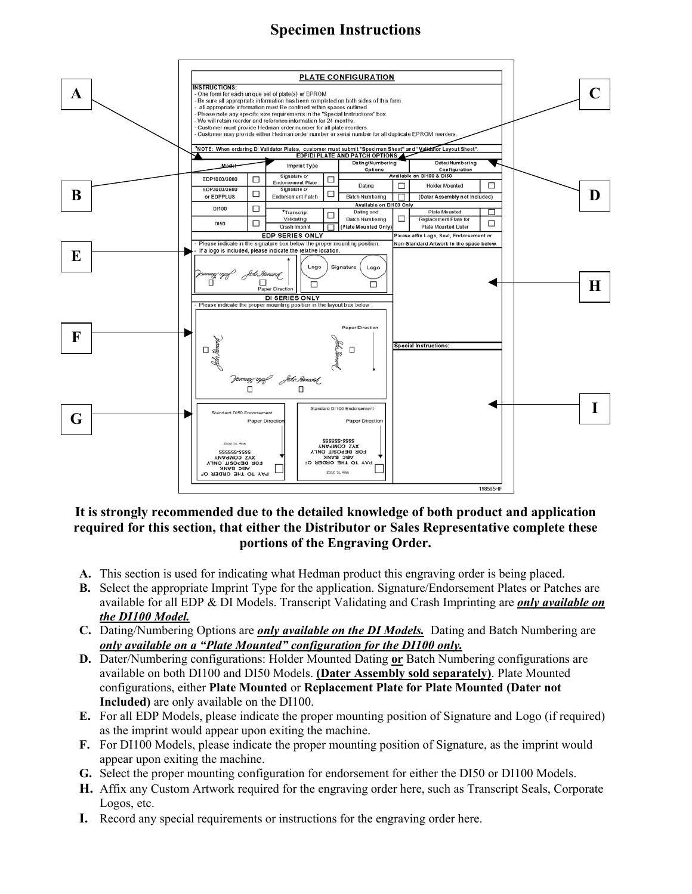# Specimen Instructions

**PLATE CONFIGURATION**

**INSTRUCTIONS:**
- One form for each unique set of plate(s) or EPROM
- Be sure all appropriate information has been completed on both sides of this form.
- all appropriate information must Be confined within spaces outlined.
- Please note any specific size requirements in the "Special Instructions" box.
- We will retain reorder and reference information for 24 months.
- Customer must provide Hedman order number for all plate reorders.
- Customer may provide either Hedman order number or serial number for all duplicate EPROM reorders.

*NOTE: When ordering DI Validator Plates, customer must submit "Specimen Sheet" and "Validator Layout Sheet".

**EDP/DI PLATE AND PATCH OPTIONS**

| Model | | Imprint Type | | Dating/Numbering Options | | Dater/Numbering Configuration | |
|---|---|---|---|---|---|---|---|
| | | | | Available on DI100 & DI50 | | | |
| EDP1000/2000 | ☐ | Signature or Endorsement Plate | ☐ | Dating | ☐ | Holder Mounted | ☐ |
| EDP3000/3600 or EDPPLUS | ☐ | Signature or Endorsement Patch | ☐ | Batch Numbering | ☐ | (Dater Assembly not Included) | |
| | | | | Available on DI100 Only | | | |
| DI100 | ☐ | *Transcript Validating | ☐ | Dating and Batch Numbering (Plate Mounted Only) | ☐ | Plate Mounted | ☐ |
| DI50 | ☐ | Crash Imprint | ☐ | | | Replacement Plate for Plate Mounted Dater | ☐ |

**EDP SERIES ONLY**
- Please indicate in the signature box below the proper mounting position.
- If a logo is included, please indicate the relative location.

Paper Direction
Logo Signature Logo

Please affix Logo, Seal, Endorsement or Non-Standard Artwork in the space below.

**DI SERIES ONLY**
- Please indicate the proper mounting position in the layout box below.

Paper Direction

Special Instructions:

Standard DI50 Endorsement
Paper Direction

Standard DI100 Endorsement
Paper Direction

198565HF

Labels: A, B, C, D, E, F, G, H, I

**It is strongly recommended due to the detailed knowledge of both product and application required for this section, that either the Distributor or Sales Representative complete these portions of the Engraving Order.**

- **A.** This section is used for indicating what Hedman product this engraving order is being placed.
- **B.** Select the appropriate Imprint Type for the application. Signature/Endorsement Plates or Patches are available for all EDP & DI Models. Transcript Validating and Crash Imprinting are ***only available on the DI100 Model.***
- **C.** Dating/Numbering Options are ***only available on the DI Models.*** Dating and Batch Numbering are ***only available on a "Plate Mounted" configuration for the DI100 only.***
- **D.** Dater/Numbering configurations: Holder Mounted Dating **or** Batch Numbering configurations are available on both DI100 and DI50 Models. **(Dater Assembly sold separately)**. Plate Mounted configurations, either **Plate Mounted** or **Replacement Plate for Plate Mounted (Dater not Included)** are only available on the DI100.
- **E.** For all EDP Models, please indicate the proper mounting position of Signature and Logo (if required) as the imprint would appear upon exiting the machine.
- **F.** For DI100 Models, please indicate the proper mounting position of Signature, as the imprint would appear upon exiting the machine.
- **G.** Select the proper mounting configuration for endorsement for either the DI50 or DI100 Models.
- **H.** Affix any Custom Artwork required for the engraving order here, such as Transcript Seals, Corporate Logos, etc.
- **I.** Record any special requirements or instructions for the engraving order here.